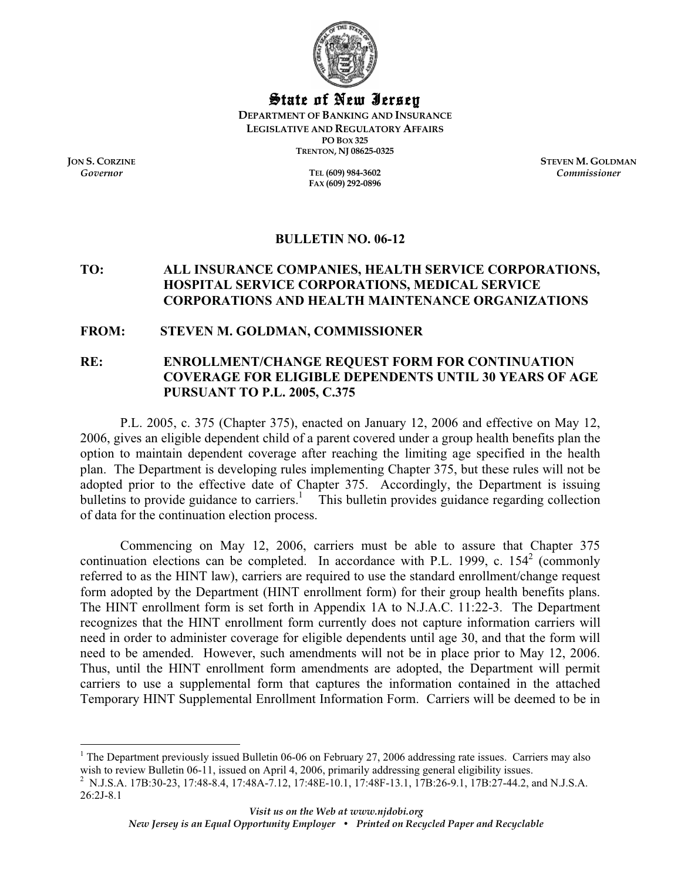# State of New Jersey

**DEPARTMENT OF BANKING AND INSURANCE**
**LEGISLATIVE AND REGULATORY AFFAIRS**
**PO BOX 325**
**TRENTON, NJ 08625-0325**

**JON S. CORZINE**
*Governor*

**TEL (609) 984-3602**
**FAX (609) 292-0896**

**STEVEN M. GOLDMAN**
*Commissioner*

## BULLETIN NO. 06-12

**TO:** **ALL INSURANCE COMPANIES, HEALTH SERVICE CORPORATIONS, HOSPITAL SERVICE CORPORATIONS, MEDICAL SERVICE CORPORATIONS AND HEALTH MAINTENANCE ORGANIZATIONS**

**FROM:** **STEVEN M. GOLDMAN, COMMISSIONER**

**RE:** **ENROLLMENT/CHANGE REQUEST FORM FOR CONTINUATION COVERAGE FOR ELIGIBLE DEPENDENTS UNTIL 30 YEARS OF AGE PURSUANT TO P.L. 2005, C.375**

P.L. 2005, c. 375 (Chapter 375), enacted on January 12, 2006 and effective on May 12, 2006, gives an eligible dependent child of a parent covered under a group health benefits plan the option to maintain dependent coverage after reaching the limiting age specified in the health plan. The Department is developing rules implementing Chapter 375, but these rules will not be adopted prior to the effective date of Chapter 375. Accordingly, the Department is issuing bulletins to provide guidance to carriers.[1] This bulletin provides guidance regarding collection of data for the continuation election process.

Commencing on May 12, 2006, carriers must be able to assure that Chapter 375 continuation elections can be completed. In accordance with P.L. 1999, c. 154[2] (commonly referred to as the HINT law), carriers are required to use the standard enrollment/change request form adopted by the Department (HINT enrollment form) for their group health benefits plans. The HINT enrollment form is set forth in Appendix 1A to N.J.A.C. 11:22-3. The Department recognizes that the HINT enrollment form currently does not capture information carriers will need in order to administer coverage for eligible dependents until age 30, and that the form will need to be amended. However, such amendments will not be in place prior to May 12, 2006. Thus, until the HINT enrollment form amendments are adopted, the Department will permit carriers to use a supplemental form that captures the information contained in the attached Temporary HINT Supplemental Enrollment Information Form. Carriers will be deemed to be in

---

[1] The Department previously issued Bulletin 06-06 on February 27, 2006 addressing rate issues. Carriers may also wish to review Bulletin 06-11, issued on April 4, 2006, primarily addressing general eligibility issues.

[2] N.J.S.A. 17B:30-23, 17:48-8.4, 17:48A-7.12, 17:48E-10.1, 17:48F-13.1, 17B:26-9.1, 17B:27-44.2, and N.J.S.A. 26:2J-8.1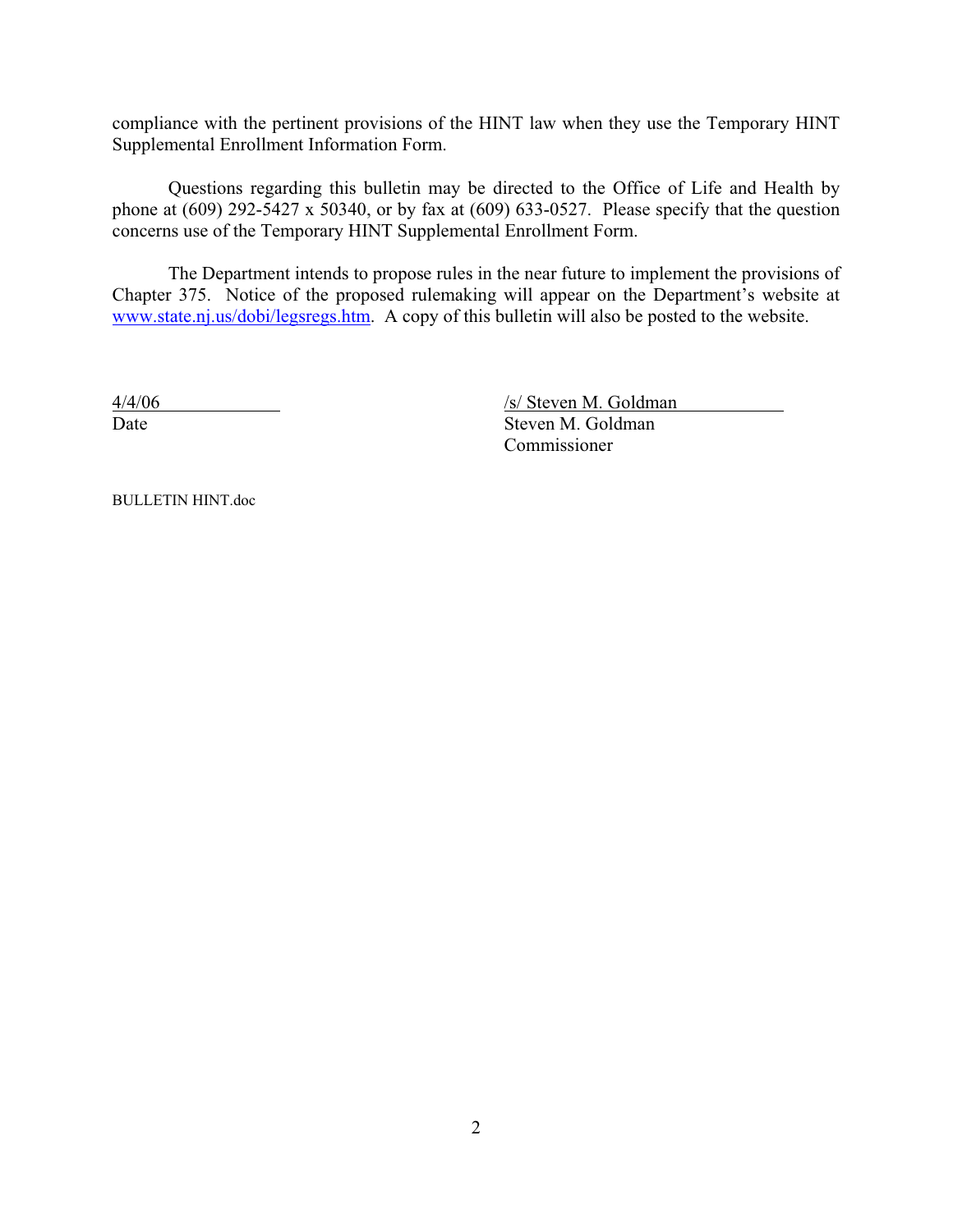compliance with the pertinent provisions of the HINT law when they use the Temporary HINT Supplemental Enrollment Information Form.

Questions regarding this bulletin may be directed to the Office of Life and Health by phone at (609) 292-5427 x 50340, or by fax at (609) 633-0527. Please specify that the question concerns use of the Temporary HINT Supplemental Enrollment Form.

The Department intends to propose rules in the near future to implement the provisions of Chapter 375. Notice of the proposed rulemaking will appear on the Department's website at [www.state.nj.us/dobi/legsregs.htm](www.state.nj.us/dobi/legsregs.htm). A copy of this bulletin will also be posted to the website.

4/4/06
Date

/s/ Steven M. Goldman
Steven M. Goldman
Commissioner

BULLETIN HINT.doc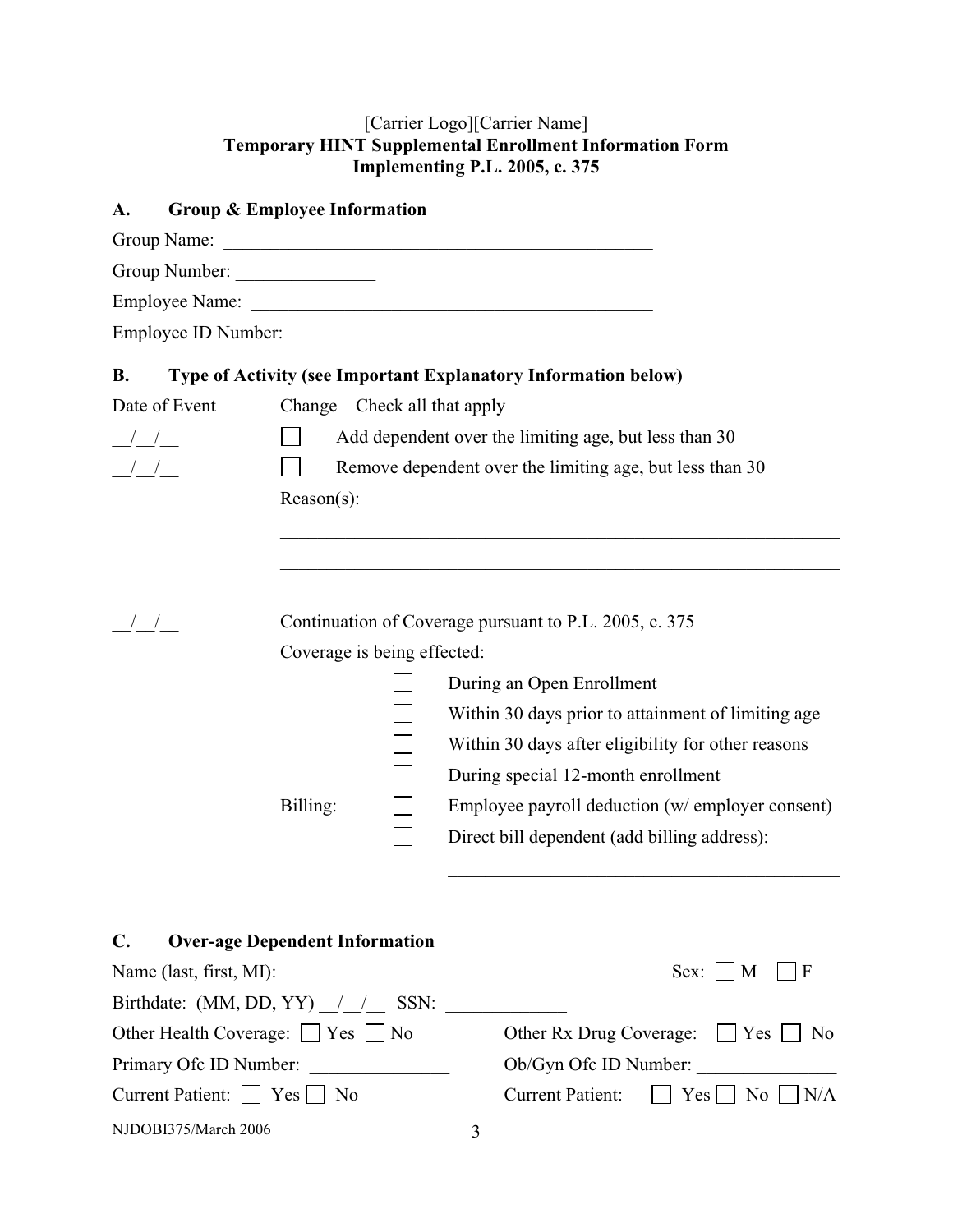[Carrier Logo][Carrier Name]

**Temporary HINT Supplemental Enrollment Information Form**
**Implementing P.L. 2005, c. 375**

## A. Group & Employee Information

Group Name: _______________________________________________

Group Number: ______________

Employee Name: ________________________________________

Employee ID Number: _________________

## B. Type of Activity (see Important Explanatory Information below)

Date of Event — Change – Check all that apply

__/__/__ ☐ Add dependent over the limiting age, but less than 30

__/__/__ ☐ Remove dependent over the limiting age, but less than 30

Reason(s):

_______________________________________________________________

_______________________________________________________________

__/__/__ Continuation of Coverage pursuant to P.L. 2005, c. 375

Coverage is being effected:

☐ During an Open Enrollment

☐ Within 30 days prior to attainment of limiting age

☐ Within 30 days after eligibility for other reasons

☐ During special 12-month enrollment

Billing:

☐ Employee payroll deduction (w/ employer consent)

☐ Direct bill dependent (add billing address):

_______________________________________________

_______________________________________________

## C. Over-age Dependent Information

Name (last, first, MI): ________________________________________ Sex: ☐ M ☐ F

Birthdate: (MM, DD, YY) __/__/__ SSN: ____________

Other Health Coverage: ☐ Yes ☐ No Other Rx Drug Coverage: ☐ Yes ☐ No

Primary Ofc ID Number: ______________ Ob/Gyn Ofc ID Number: ______________

Current Patient: ☐ Yes ☐ No Current Patient: ☐ Yes ☐ No ☐ N/A

NJDOBI375/March 2006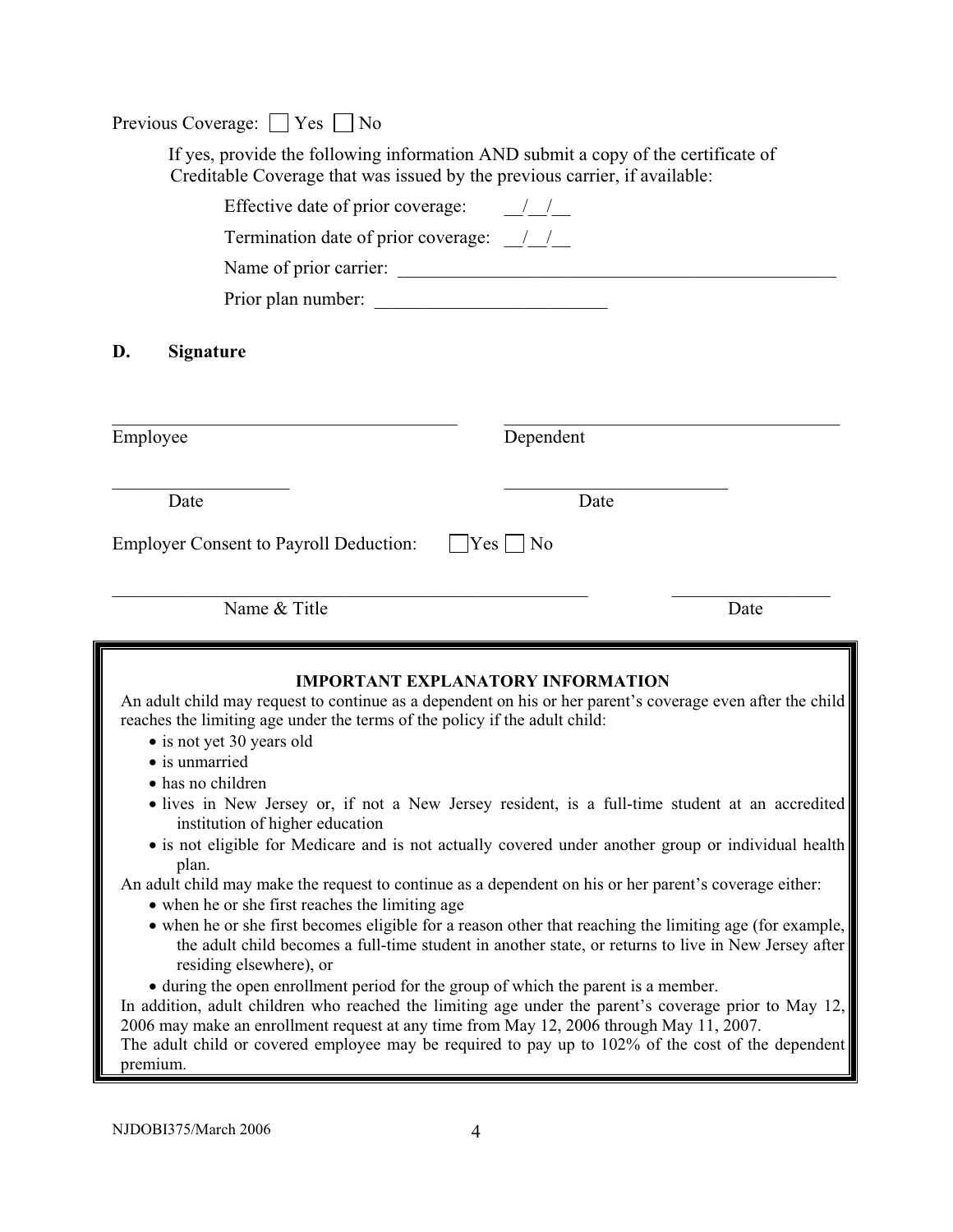Previous Coverage: ☐ Yes ☐ No

If yes, provide the following information AND submit a copy of the certificate of Creditable Coverage that was issued by the previous carrier, if available:

Effective date of prior coverage: __/__/__

Termination date of prior coverage: __/__/__

Name of prior carrier: ________________________________________________

Prior plan number: ________________________

## D. Signature

_____________________________________ _____________________________________

Employee Dependent

___________________ ________________________

Date Date

Employer Consent to Payroll Deduction: ☐ Yes ☐ No

___________________________________________________ _________________

Name & Title Date

**IMPORTANT EXPLANATORY INFORMATION**

An adult child may request to continue as a dependent on his or her parent's coverage even after the child reaches the limiting age under the terms of the policy if the adult child:

- is not yet 30 years old
- is unmarried
- has no children
- lives in New Jersey or, if not a New Jersey resident, is a full-time student at an accredited institution of higher education
- is not eligible for Medicare and is not actually covered under another group or individual health plan.

An adult child may make the request to continue as a dependent on his or her parent's coverage either:

- when he or she first reaches the limiting age
- when he or she first becomes eligible for a reason other that reaching the limiting age (for example, the adult child becomes a full-time student in another state, or returns to live in New Jersey after residing elsewhere), or
- during the open enrollment period for the group of which the parent is a member.

In addition, adult children who reached the limiting age under the parent's coverage prior to May 12, 2006 may make an enrollment request at any time from May 12, 2006 through May 11, 2007.

The adult child or covered employee may be required to pay up to 102% of the cost of the dependent premium.

NJDOBI375/March 2006